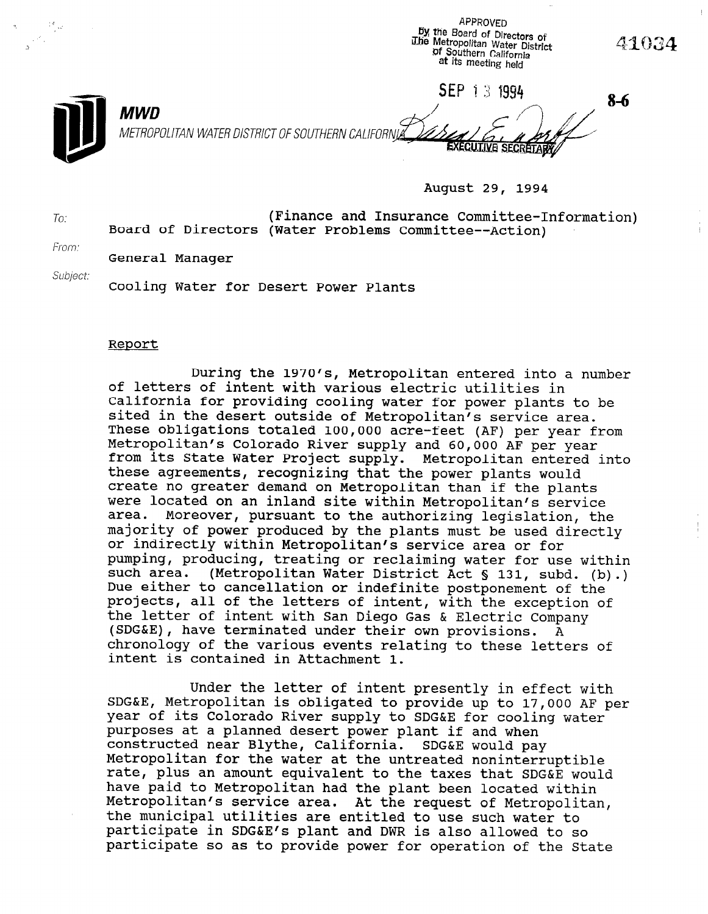APPROVED
by the Board of Directors of
The Metropolitan Water District
of Southern California
at its meeting held

SEP 13 1994

EXECUTIVE SECRETARY

41034

8-6

**MWD**

METROPOLITAN WATER DISTRICT OF SOUTHERN CALIFORNIA

August 29, 1994

To: Board of Directors (Finance and Insurance Committee-Information) (Water Problems Committee--Action)

From: General Manager

Subject: Cooling Water for Desert Power Plants

## Report

During the 1970's, Metropolitan entered into a number of letters of intent with various electric utilities in California for providing cooling water for power plants to be sited in the desert outside of Metropolitan's service area. These obligations totaled 100,000 acre-feet (AF) per year from Metropolitan's Colorado River supply and 60,000 AF per year from its State Water Project supply. Metropolitan entered into these agreements, recognizing that the power plants would create no greater demand on Metropolitan than if the plants were located on an inland site within Metropolitan's service area. Moreover, pursuant to the authorizing legislation, the majority of power produced by the plants must be used directly or indirectly within Metropolitan's service area or for pumping, producing, treating or reclaiming water for use within such area. (Metropolitan Water District Act § 131, subd. (b).) Due either to cancellation or indefinite postponement of the projects, all of the letters of intent, with the exception of the letter of intent with San Diego Gas & Electric Company (SDG&E), have terminated under their own provisions. A chronology of the various events relating to these letters of intent is contained in Attachment 1.

Under the letter of intent presently in effect with SDG&E, Metropolitan is obligated to provide up to 17,000 AF per year of its Colorado River supply to SDG&E for cooling water purposes at a planned desert power plant if and when constructed near Blythe, California. SDG&E would pay Metropolitan for the water at the untreated noninterruptible rate, plus an amount equivalent to the taxes that SDG&E would have paid to Metropolitan had the plant been located within Metropolitan's service area. At the request of Metropolitan, the municipal utilities are entitled to use such water to participate in SDG&E's plant and DWR is also allowed to so participate so as to provide power for operation of the State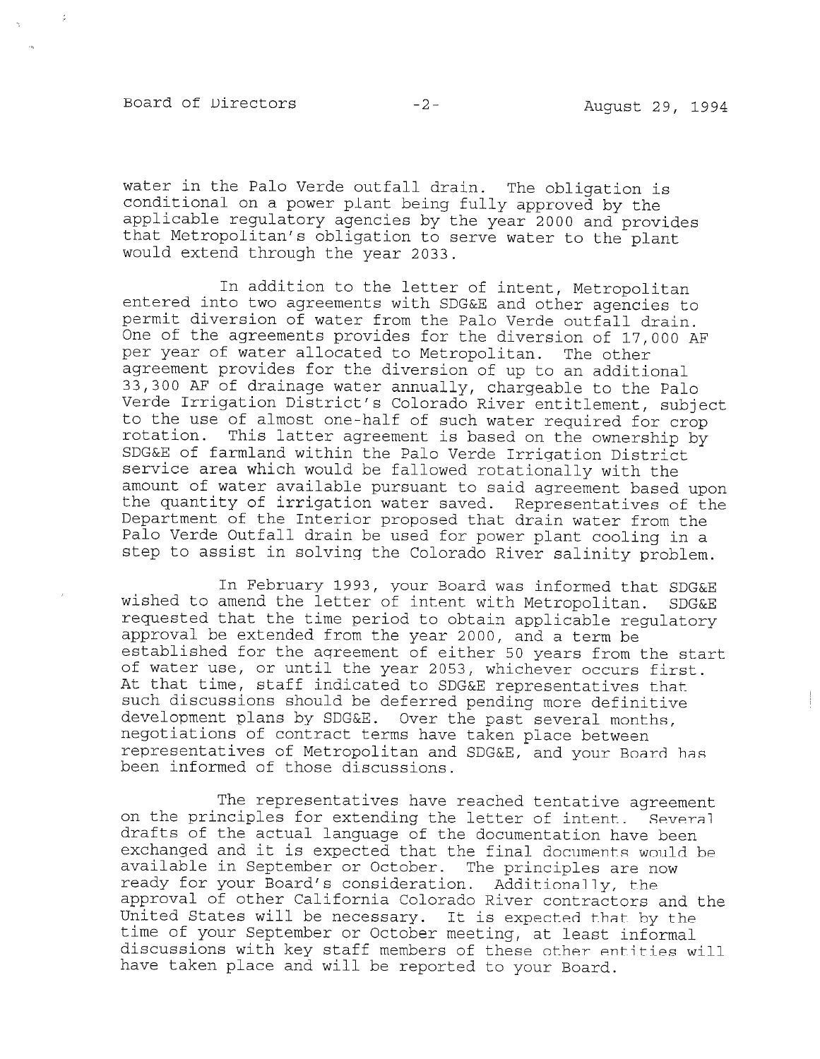water in the Palo Verde outfall drain. The obligation is conditional on a power plant being fully approved by the applicable regulatory agencies by the year 2000 and provides that Metropolitan's obligation to serve water to the plant would extend through the year 2033.

In addition to the letter of intent, Metropolitan entered into two agreements with SDG&E and other agencies to permit diversion of water from the Palo Verde outfall drain. One of the agreements provides for the diversion of 17,000 AF per year of water allocated to Metropolitan. The other agreement provides for the diversion of up to an additional 33,300 AF of drainage water annually, chargeable to the Palo Verde Irrigation District's Colorado River entitlement, subject to the use of almost one-half of such water required for crop rotation. This latter agreement is based on the ownership by SDG&E of farmland within the Palo Verde Irrigation District service area which would be fallowed rotationally with the amount of water available pursuant to said agreement based upon the quantity of irrigation water saved. Representatives of the Department of the Interior proposed that drain water from the Palo Verde Outfall drain be used for power plant cooling in a step to assist in solving the Colorado River salinity problem.

In February 1993, your Board was informed that SDG&E wished to amend the letter of intent with Metropolitan. SDG&E requested that the time period to obtain applicable regulatory approval be extended from the year 2000, and a term be established for the agreement of either 50 years from the start of water use, or until the year 2053, whichever occurs first. At that time, staff indicated to SDG&E representatives that such discussions should be deferred pending more definitive development plans by SDG&E. Over the past several months, negotiations of contract terms have taken place between representatives of Metropolitan and SDG&E, and your Board has been informed of those discussions.

The representatives have reached tentative agreement on the principles for extending the letter of intent. Several drafts of the actual language of the documentation have been exchanged and it is expected that the final documents would be available in September or October. The principles are now ready for your Board's consideration. Additionally, the approval of other California Colorado River contractors and the United States will be necessary. It is expected that by the time of your September or October meeting, at least informal discussions with key staff members of these other entities will have taken place and will be reported to your Board.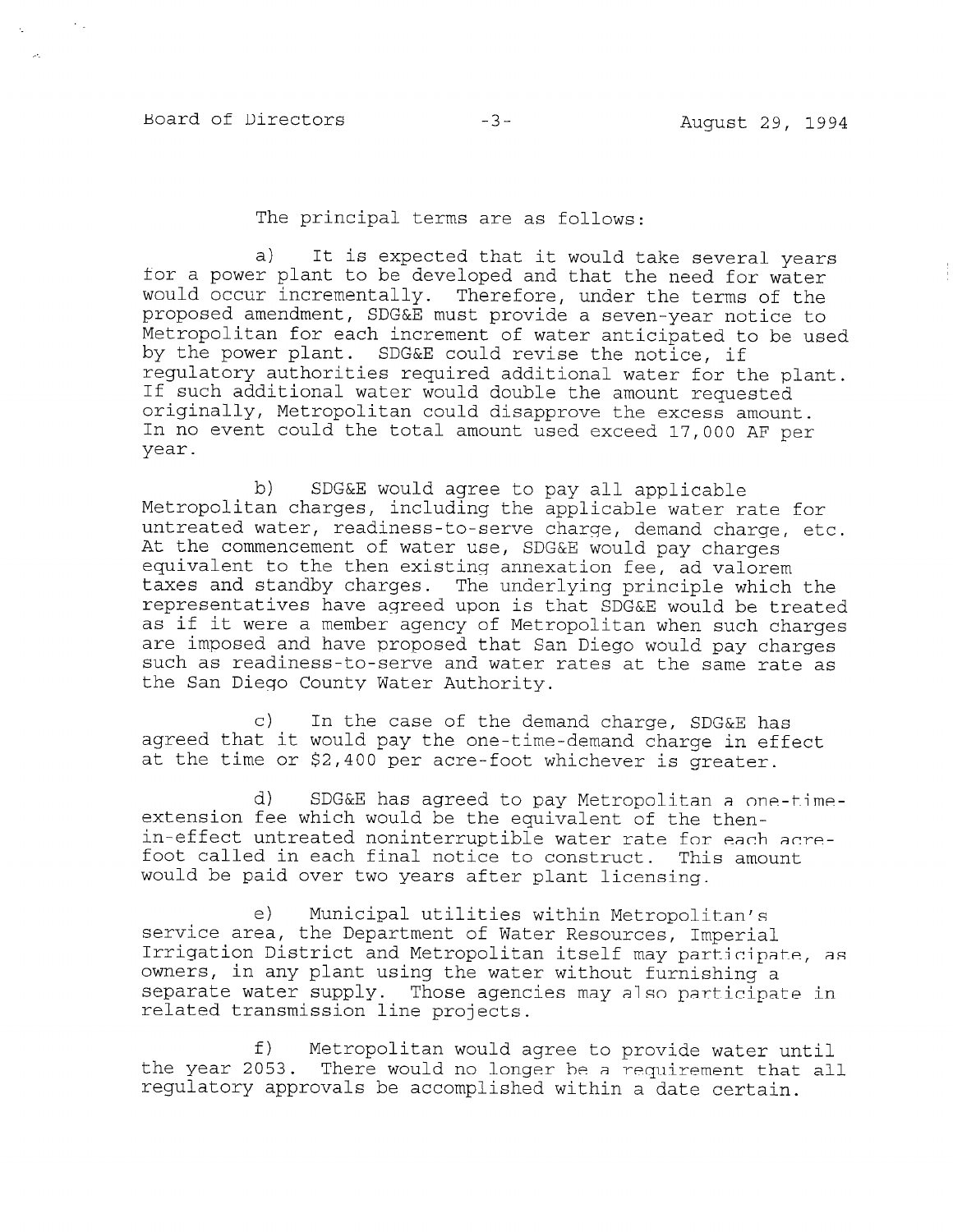The principal terms are as follows:

a) It is expected that it would take several years for a power plant to be developed and that the need for water would occur incrementally. Therefore, under the terms of the proposed amendment, SDG&E must provide a seven-year notice to Metropolitan for each increment of water anticipated to be used by the power plant. SDG&E could revise the notice, if regulatory authorities required additional water for the plant. If such additional water would double the amount requested originally, Metropolitan could disapprove the excess amount. In no event could the total amount used exceed 17,000 AF per year.

b) SDG&E would agree to pay all applicable Metropolitan charges, including the applicable water rate for untreated water, readiness-to-serve charge, demand charge, etc. At the commencement of water use, SDG&E would pay charges equivalent to the then existing annexation fee, ad valorem taxes and standby charges. The underlying principle which the representatives have agreed upon is that SDG&E would be treated as if it were a member agency of Metropolitan when such charges are imposed and have proposed that San Diego would pay charges such as readiness-to-serve and water rates at the same rate as the San Diego County Water Authority.

c) In the case of the demand charge, SDG&E has agreed that it would pay the one-time-demand charge in effect at the time or $2,400 per acre-foot whichever is greater.

d) SDG&E has agreed to pay Metropolitan a one-time-extension fee which would be the equivalent of the then-in-effect untreated noninterruptible water rate for each acre-foot called in each final notice to construct. This amount would be paid over two years after plant licensing.

e) Municipal utilities within Metropolitan's service area, the Department of Water Resources, Imperial Irrigation District and Metropolitan itself may participate, as owners, in any plant using the water without furnishing a separate water supply. Those agencies may also participate in related transmission line projects.

f) Metropolitan would agree to provide water until the year 2053. There would no longer be a requirement that all regulatory approvals be accomplished within a date certain.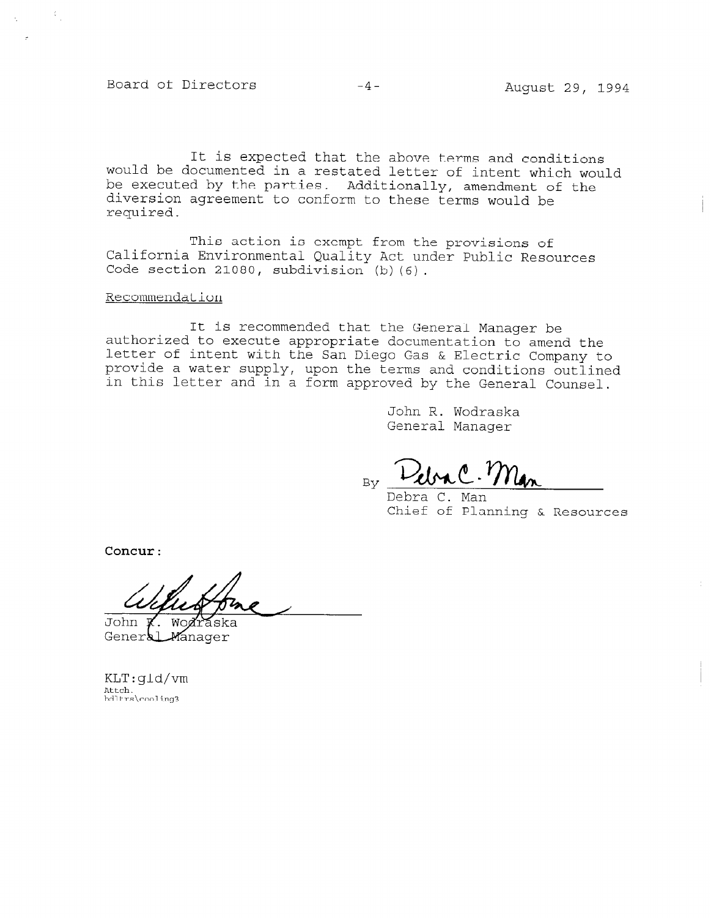It is expected that the above terms and conditions would be documented in a restated letter of intent which would be executed by the parties. Additionally, amendment of the diversion agreement to conform to these terms would be required.

This action is exempt from the provisions of California Environmental Quality Act under Public Resources Code section 21080, subdivision (b)(6).

Recommendation

It is recommended that the General Manager be authorized to execute appropriate documentation to amend the letter of intent with the San Diego Gas & Electric Company to provide a water supply, upon the terms and conditions outlined in this letter and in a form approved by the General Counsel.

John R. Wodraska
General Manager

By Debra C. Man

Debra C. Man
Chief of Planning & Resources

**Concur:**

John R. Wodraska
General Manager

KLT:gld/vm
Attch.
bdltrs\cooling3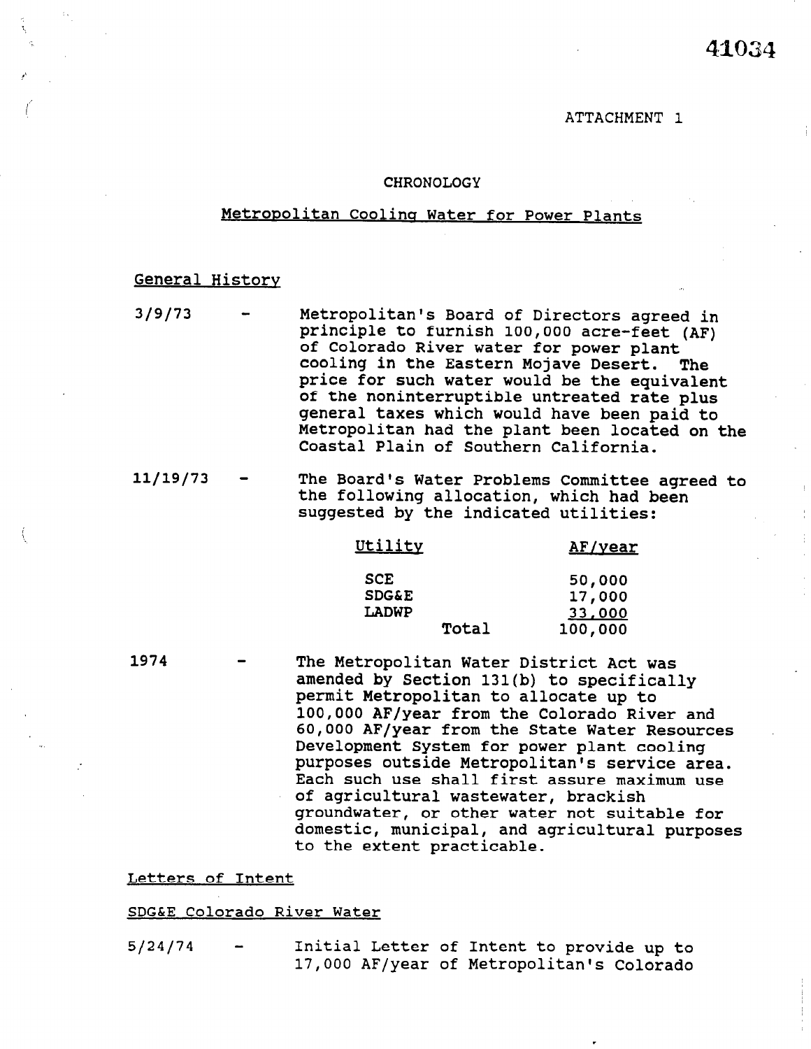ATTACHMENT 1

# CHRONOLOGY

## Metropolitan Cooling Water for Power Plants

### General History

3/9/73 - Metropolitan's Board of Directors agreed in principle to furnish 100,000 acre-feet (AF) of Colorado River water for power plant cooling in the Eastern Mojave Desert. The price for such water would be the equivalent of the noninterruptible untreated rate plus general taxes which would have been paid to Metropolitan had the plant been located on the Coastal Plain of Southern California.

11/19/73 - The Board's Water Problems Committee agreed to the following allocation, which had been suggested by the indicated utilities:

| Utility | AF/year |
|---|---|
| SCE | 50,000 |
| SDG&E | 17,000 |
| LADWP | 33,000 |
| Total | 100,000 |

1974 - The Metropolitan Water District Act was amended by Section 131(b) to specifically permit Metropolitan to allocate up to 100,000 AF/year from the Colorado River and 60,000 AF/year from the State Water Resources Development System for power plant cooling purposes outside Metropolitan's service area. Each such use shall first assure maximum use of agricultural wastewater, brackish groundwater, or other water not suitable for domestic, municipal, and agricultural purposes to the extent practicable.

### Letters of Intent

#### SDG&E Colorado River Water

5/24/74 - Initial Letter of Intent to provide up to 17,000 AF/year of Metropolitan's Colorado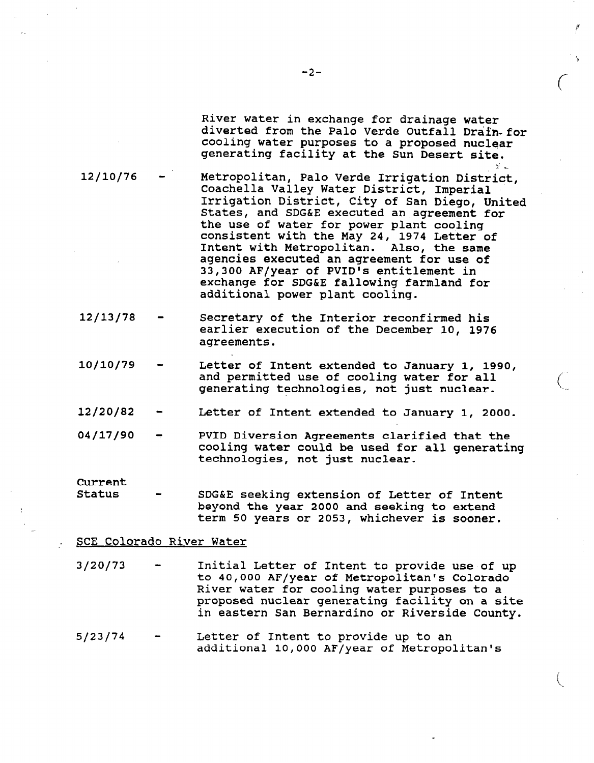River water in exchange for drainage water diverted from the Palo Verde Outfall Drain for cooling water purposes to a proposed nuclear generating facility at the Sun Desert site.

12/10/76 - Metropolitan, Palo Verde Irrigation District, Coachella Valley Water District, Imperial Irrigation District, City of San Diego, United States, and SDG&E executed an agreement for the use of water for power plant cooling consistent with the May 24, 1974 Letter of Intent with Metropolitan. Also, the same agencies executed an agreement for use of 33,300 AF/year of PVID's entitlement in exchange for SDG&E fallowing farmland for additional power plant cooling.

12/13/78 - Secretary of the Interior reconfirmed his earlier execution of the December 10, 1976 agreements.

10/10/79 - Letter of Intent extended to January 1, 1990, and permitted use of cooling water for all generating technologies, not just nuclear.

12/20/82 - Letter of Intent extended to January 1, 2000.

04/17/90 - PVID Diversion Agreements clarified that the cooling water could be used for all generating technologies, not just nuclear.

Current Status - SDG&E seeking extension of Letter of Intent beyond the year 2000 and seeking to extend term 50 years or 2053, whichever is sooner.

SCE Colorado River Water

3/20/73 - Initial Letter of Intent to provide use of up to 40,000 AF/year of Metropolitan's Colorado River water for cooling water purposes to a proposed nuclear generating facility on a site in eastern San Bernardino or Riverside County.

5/23/74 - Letter of Intent to provide up to an additional 10,000 AF/year of Metropolitan's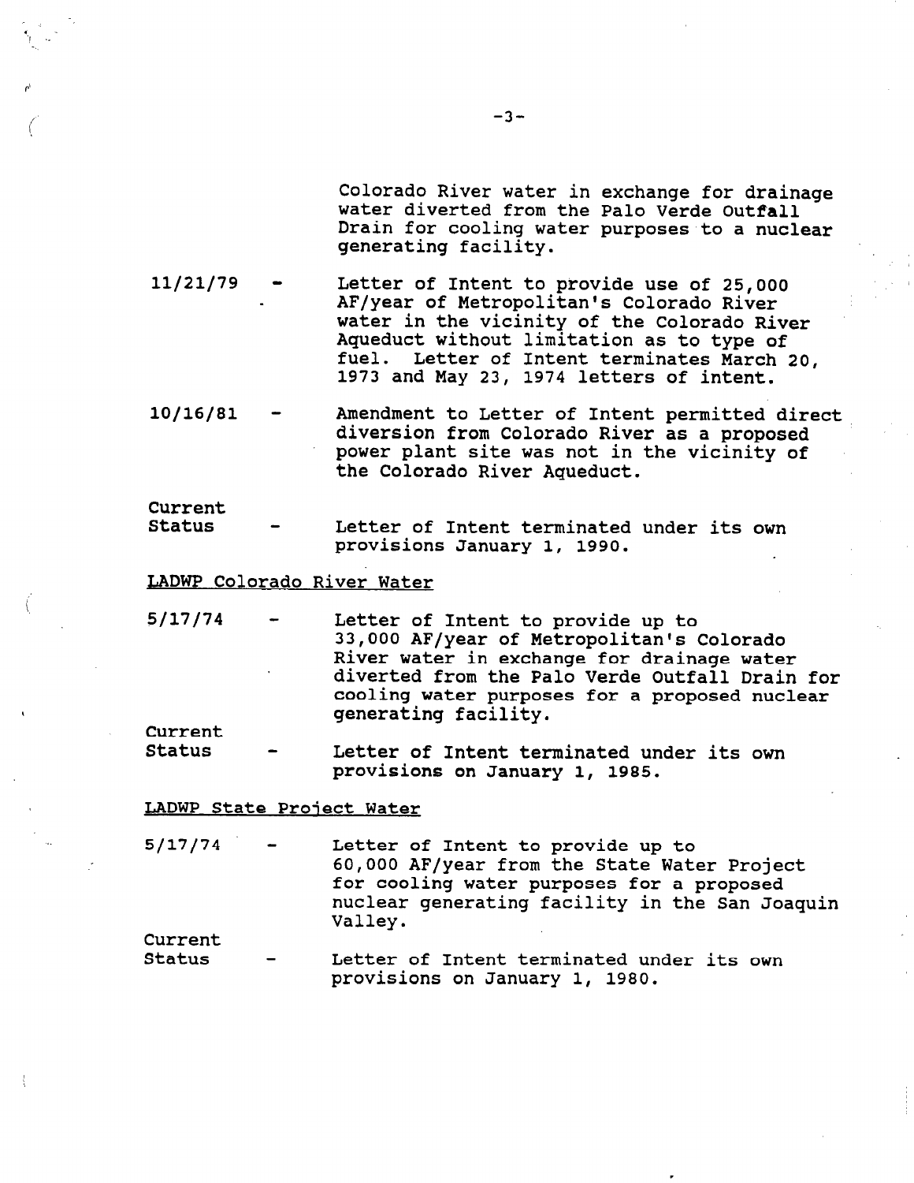Colorado River water in exchange for drainage water diverted from the Palo Verde Outfall Drain for cooling water purposes to a nuclear generating facility.

| | | |
|---|---|---|
| 11/21/79 | - | Letter of Intent to provide use of 25,000 AF/year of Metropolitan's Colorado River water in the vicinity of the Colorado River Aqueduct without limitation as to type of fuel. Letter of Intent terminates March 20, 1973 and May 23, 1974 letters of intent. |
| 10/16/81 | - | Amendment to Letter of Intent permitted direct diversion from Colorado River as a proposed power plant site was not in the vicinity of the Colorado River Aqueduct. |
| Current Status | - | Letter of Intent terminated under its own provisions January 1, 1990. |

<u>LADWP Colorado River Water</u>

| | | |
|---|---|---|
| 5/17/74 | - | Letter of Intent to provide up to 33,000 AF/year of Metropolitan's Colorado River water in exchange for drainage water diverted from the Palo Verde Outfall Drain for cooling water purposes for a proposed nuclear generating facility. |
| Current Status | - | Letter of Intent terminated under its own provisions on January 1, 1985. |

<u>LADWP State Project Water</u>

| | | |
|---|---|---|
| 5/17/74 | - | Letter of Intent to provide up to 60,000 AF/year from the State Water Project for cooling water purposes for a proposed nuclear generating facility in the San Joaquin Valley. |
| Current Status | - | Letter of Intent terminated under its own provisions on January 1, 1980. |